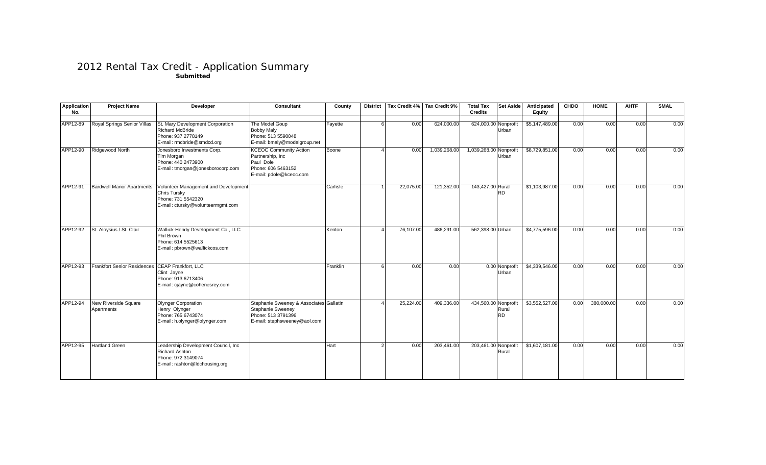# 2012 Rental Tax Credit - Application Summary

**Submitted**

| Application No. | Project Name | Developer | Consultant | County | District | Tax Credit 4% | Tax Credit 9% | Total Tax Credits | Set Aside | Anticipated Equity | CHDO | HOME | AHTF | SMAL |
|---|---|---|---|---|---|---|---|---|---|---|---|---|---|---|
| APP12-89 | Royal Springs Senior Villas | St. Mary Development Corporation<br>Richard McBride<br>Phone: 937 2778149<br>E-mail: rmcbride@smdcd.org | The Model Goup<br>Bobby Maly<br>Phone: 513 5590048<br>E-mail: bmaly@modelgroup.net | Fayette | 6 | 0.00 | 624,000.00 | 624,000.00 | Nonprofit Urban | $5,147,489.00 | 0.00 | 0.00 | 0.00 | 0.00 |
| APP12-90 | Ridgewood North | Jonesboro Investments Corp.<br>Tim Morgan<br>Phone: 440 2473900<br>E-mail: tmorgan@jonesborocorp.com | KCEOC Community Action Partnership, Inc<br>Paul Dole<br>Phone: 606 5463152<br>E-mail: pdole@kceoc.com | Boone | 4 | 0.00 | 1,039,268.00 | 1,039,268.00 | Nonprofit Urban | $8,729,851.00 | 0.00 | 0.00 | 0.00 | 0.00 |
| APP12-91 | Bardwell Manor Apartments | Volunteer Management and Development<br>Chris Tursky<br>Phone: 731 5542320<br>E-mail: ctursky@volunteermgmt.com | | Carlisle | 1 | 22,075.00 | 121,352.00 | 143,427.00 | Rural RD | $1,103,987.00 | 0.00 | 0.00 | 0.00 | 0.00 |
| APP12-92 | St. Aloysius / St. Clair | Wallick-Hendy Development Co., LLC<br>Phil Brown<br>Phone: 614 5525613<br>E-mail: pbrown@wallickcos.com | | Kenton | 4 | 76,107.00 | 486,291.00 | 562,398.00 | Urban | $4,775,596.00 | 0.00 | 0.00 | 0.00 | 0.00 |
| APP12-93 | Frankfort Senior Residences | CEAP Frankfort, LLC<br>Clint Jayne<br>Phone: 913 6713406<br>E-mail: cjayne@cohenesrey.com | | Franklin | 6 | 0.00 | 0.00 | 0.00 | Nonprofit Urban | $4,339,546.00 | 0.00 | 0.00 | 0.00 | 0.00 |
| APP12-94 | New Riverside Square Apartments | Olynger Corporation<br>Henry Olynger<br>Phone: 765 6743074<br>E-mail: h.olynger@olynger.com | Stephanie Sweeney & Associates<br>Stephanie Sweeney<br>Phone: 513 3791396<br>E-mail: stephsweeney@aol.com | Gallatin | 4 | 25,224.00 | 409,336.00 | 434,560.00 | Nonprofit Rural RD | $3,552,527.00 | 0.00 | 380,000.00 | 0.00 | 0.00 |
| APP12-95 | Hartland Green | Leadership Development Council, Inc<br>Richard Ashton<br>Phone: 972 3149074<br>E-mail: rashton@ldchousing.org | | Hart | 2 | 0.00 | 203,461.00 | 203,461.00 | Nonprofit Rural | $1,607,181.00 | 0.00 | 0.00 | 0.00 | 0.00 |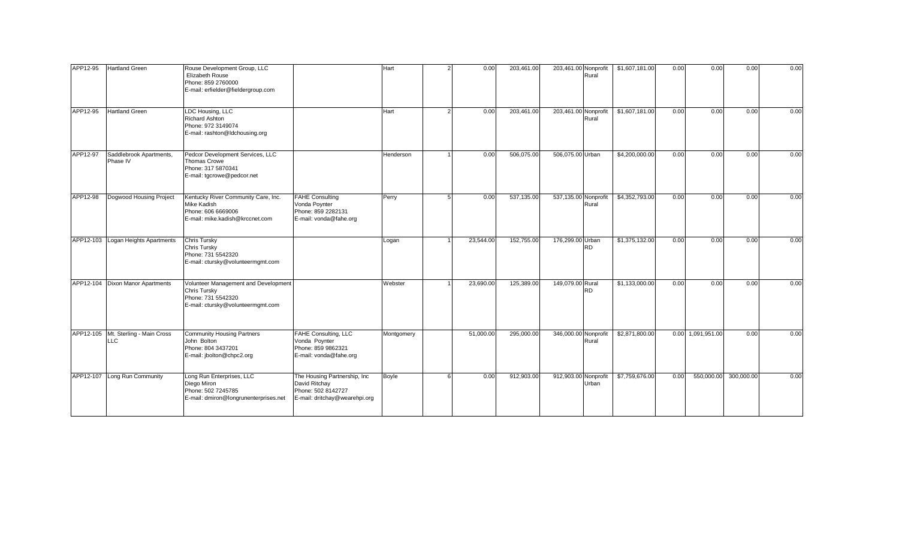| | | | | | | | | | | | | | | | |
|---|---|---|---|---|---|---|---|---|---|---|---|---|---|---|---|
| APP12-95 | Hartland Green | Rouse Development Group, LLC<br>Elizabeth Rouse<br>Phone: 859 2760000<br>E-mail: erfielder@fieldergroup.com | | Hart | 2 | 0.00 | 203,461.00 | 203,461.00 | Nonprofit<br>Rural | $1,607,181.00 | 0.00 | 0.00 | 0.00 | 0.00 |
| APP12-95 | Hartland Green | LDC Housing, LLC<br>Richard Ashton<br>Phone: 972 3149074<br>E-mail: rashton@ldchousing.org | | Hart | 2 | 0.00 | 203,461.00 | 203,461.00 | Nonprofit<br>Rural | $1,607,181.00 | 0.00 | 0.00 | 0.00 | 0.00 |
| APP12-97 | Saddlebrook Apartments, Phase IV | Pedcor Development Services, LLC<br>Thomas Crowe<br>Phone: 317 5870341<br>E-mail: tgcrowe@pedcor.net | | Henderson | 1 | 0.00 | 506,075.00 | 506,075.00 | Urban | $4,200,000.00 | 0.00 | 0.00 | 0.00 | 0.00 |
| APP12-98 | Dogwood Housing Project | Kentucky River Community Care, Inc.<br>Mike Kadish<br>Phone: 606 6669006<br>E-mail: mike.kadish@krccnet.com | FAHE Consulting<br>Vonda Poynter<br>Phone: 859 2282131<br>E-mail: vonda@fahe.org | Perry | 5 | 0.00 | 537,135.00 | 537,135.00 | Nonprofit<br>Rural | $4,352,793.00 | 0.00 | 0.00 | 0.00 | 0.00 |
| APP12-103 | Logan Heights Apartments | Chris Tursky<br>Chris Tursky<br>Phone: 731 5542320<br>E-mail: ctursky@volunteermgmt.com | | Logan | 1 | 23,544.00 | 152,755.00 | 176,299.00 | Urban<br>RD | $1,375,132.00 | 0.00 | 0.00 | 0.00 | 0.00 |
| APP12-104 | Dixon Manor Apartments | Volunteer Management and Development<br>Chris Tursky<br>Phone: 731 5542320<br>E-mail: ctursky@volunteermgmt.com | | Webster | 1 | 23,690.00 | 125,389.00 | 149,079.00 | Rural<br>RD | $1,133,000.00 | 0.00 | 0.00 | 0.00 | 0.00 |
| APP12-105 | Mt. Sterling - Main Cross LLC | Community Housing Partners<br>John Bolton<br>Phone: 804 3437201<br>E-mail: jbolton@chpc2.org | FAHE Consulting, LLC<br>Vonda Poynter<br>Phone: 859 9862321<br>E-mail: vonda@fahe.org | Montgomery | | 51,000.00 | 295,000.00 | 346,000.00 | Nonprofit<br>Rural | $2,871,800.00 | 0.00 | 1,091,951.00 | 0.00 | 0.00 |
| APP12-107 | Long Run Community | Long Run Enterprises, LLC<br>Diego Miron<br>Phone: 502 7245785<br>E-mail: dmiron@longrunenterprises.net | The Housing Partnership, Inc<br>David Ritchay<br>Phone: 502 8142727<br>E-mail: dritchay@wearehpi.org | Boyle | 6 | 0.00 | 912,903.00 | 912,903.00 | Nonprofit<br>Urban | $7,759,676.00 | 0.00 | 550,000.00 | 300,000.00 | 0.00 |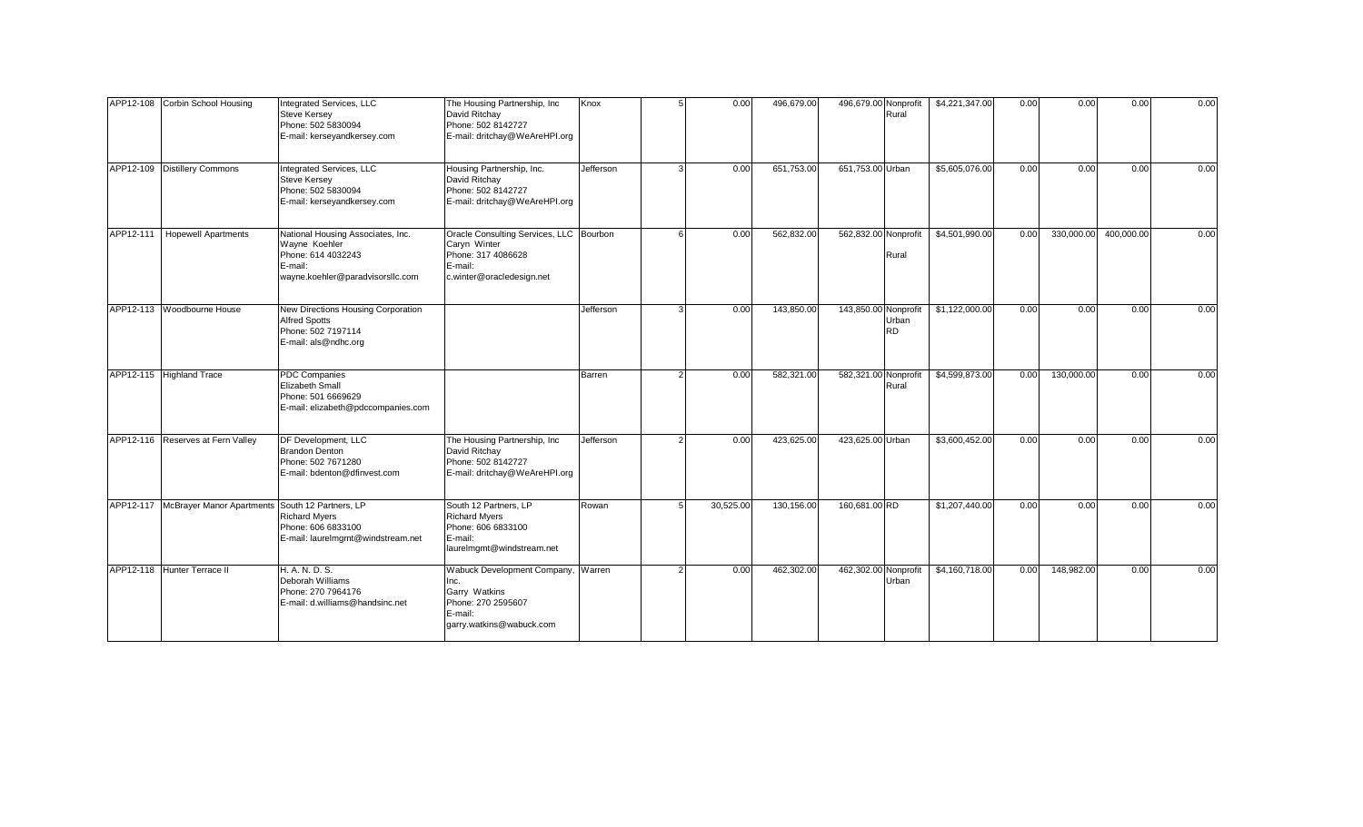| | | | | | | | | | | | | | | | |
|---|---|---|---|---|---|---|---|---|---|---|---|---|---|---|---|
| APP12-108 | Corbin School Housing | Integrated Services, LLC<br>Steve Kersey<br>Phone: 502 5830094<br>E-mail: kerseyandkersey.com | The Housing Partnership, Inc<br>David Ritchay<br>Phone: 502 8142727<br>E-mail: dritchay@WeAreHPI.org | Knox | 5 | 0.00 | 496,679.00 | 496,679.00 | Nonprofit<br>Rural | $4,221,347.00 | 0.00 | 0.00 | 0.00 | 0.00 |
| APP12-109 | Distillery Commons | Integrated Services, LLC<br>Steve Kersey<br>Phone: 502 5830094<br>E-mail: kerseyandkersey.com | Housing Partnership, Inc.<br>David Ritchay<br>Phone: 502 8142727<br>E-mail: dritchay@WeAreHPI.org | Jefferson | 3 | 0.00 | 651,753.00 | 651,753.00 | Urban | $5,605,076.00 | 0.00 | 0.00 | 0.00 | 0.00 |
| APP12-111 | Hopewell Apartments | National Housing Associates, Inc.<br>Wayne Koehler<br>Phone: 614 4032243<br>E-mail:<br>wayne.koehler@paradvisorsllc.com | Oracle Consulting Services, LLC<br>Caryn Winter<br>Phone: 317 4086628<br>E-mail:<br>c.winter@oracledesign.net | Bourbon | 6 | 0.00 | 562,832.00 | 562,832.00 | Nonprofit<br>Rural | $4,501,990.00 | 0.00 | 330,000.00 | 400,000.00 | 0.00 |
| APP12-113 | Woodbourne House | New Directions Housing Corporation<br>Alfred Spotts<br>Phone: 502 7197114<br>E-mail: als@ndhc.org | | Jefferson | 3 | 0.00 | 143,850.00 | 143,850.00 | Nonprofit<br>Urban<br>RD | $1,122,000.00 | 0.00 | 0.00 | 0.00 | 0.00 |
| APP12-115 | Highland Trace | PDC Companies<br>Elizabeth Small<br>Phone: 501 6669629<br>E-mail: elizabeth@pdccompanies.com | | Barren | 2 | 0.00 | 582,321.00 | 582,321.00 | Nonprofit<br>Rural | $4,599,873.00 | 0.00 | 130,000.00 | 0.00 | 0.00 |
| APP12-116 | Reserves at Fern Valley | DF Development, LLC<br>Brandon Denton<br>Phone: 502 7671280<br>E-mail: bdenton@dfinvest.com | The Housing Partnership, Inc<br>David Ritchay<br>Phone: 502 8142727<br>E-mail: dritchay@WeAreHPI.org | Jefferson | 2 | 0.00 | 423,625.00 | 423,625.00 | Urban | $3,600,452.00 | 0.00 | 0.00 | 0.00 | 0.00 |
| APP12-117 | McBrayer Manor Apartments | South 12 Partners, LP<br>Richard Myers<br>Phone: 606 6833100<br>E-mail: laurelmgmt@windstream.net | South 12 Partners, LP<br>Richard Myers<br>Phone: 606 6833100<br>E-mail:<br>laurelmgmt@windstream.net | Rowan | 5 | 30,525.00 | 130,156.00 | 160,681.00 | RD | $1,207,440.00 | 0.00 | 0.00 | 0.00 | 0.00 |
| APP12-118 | Hunter Terrace II | H. A. N. D. S.<br>Deborah Williams<br>Phone: 270 7964176<br>E-mail: d.williams@handsinc.net | Wabuck Development Company, Inc.<br>Garry Watkins<br>Phone: 270 2595607<br>E-mail:<br>garry.watkins@wabuck.com | Warren | 2 | 0.00 | 462,302.00 | 462,302.00 | Nonprofit<br>Urban | $4,160,718.00 | 0.00 | 148,982.00 | 0.00 | 0.00 |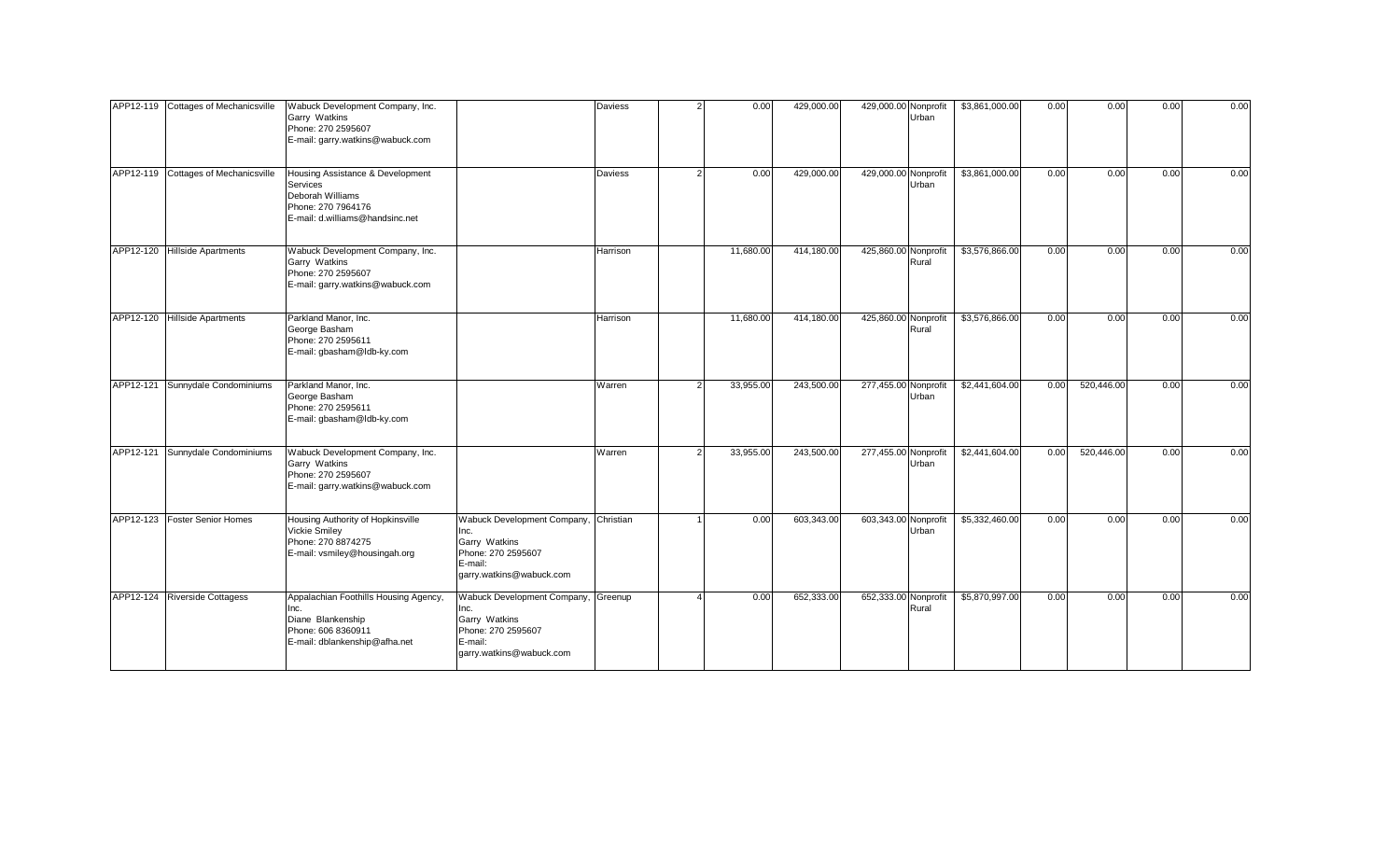| | | | | | | | | | | | | | | | |
|---|---|---|---|---|---|---|---|---|---|---|---|---|---|---|---|
| APP12-119 | Cottages of Mechanicsville | Wabuck Development Company, Inc.<br>Garry Watkins<br>Phone: 270 2595607<br>E-mail: garry.watkins@wabuck.com | | Daviess | 2 | 0.00 | 429,000.00 | 429,000.00 | Nonprofit<br>Urban | $3,861,000.00 | 0.00 | 0.00 | 0.00 | 0.00 |
| APP12-119 | Cottages of Mechanicsville | Housing Assistance & Development Services<br>Deborah Williams<br>Phone: 270 7964176<br>E-mail: d.williams@handsinc.net | | Daviess | 2 | 0.00 | 429,000.00 | 429,000.00 | Nonprofit<br>Urban | $3,861,000.00 | 0.00 | 0.00 | 0.00 | 0.00 |
| APP12-120 | Hillside Apartments | Wabuck Development Company, Inc.<br>Garry Watkins<br>Phone: 270 2595607<br>E-mail: garry.watkins@wabuck.com | | Harrison | | 11,680.00 | 414,180.00 | 425,860.00 | Nonprofit<br>Rural | $3,576,866.00 | 0.00 | 0.00 | 0.00 | 0.00 |
| APP12-120 | Hillside Apartments | Parkland Manor, Inc.<br>George Basham<br>Phone: 270 2595611<br>E-mail: gbasham@ldb-ky.com | | Harrison | | 11,680.00 | 414,180.00 | 425,860.00 | Nonprofit<br>Rural | $3,576,866.00 | 0.00 | 0.00 | 0.00 | 0.00 |
| APP12-121 | Sunnydale Condominiums | Parkland Manor, Inc.<br>George Basham<br>Phone: 270 2595611<br>E-mail: gbasham@ldb-ky.com | | Warren | 2 | 33,955.00 | 243,500.00 | 277,455.00 | Nonprofit<br>Urban | $2,441,604.00 | 0.00 | 520,446.00 | 0.00 | 0.00 |
| APP12-121 | Sunnydale Condominiums | Wabuck Development Company, Inc.<br>Garry Watkins<br>Phone: 270 2595607<br>E-mail: garry.watkins@wabuck.com | | Warren | 2 | 33,955.00 | 243,500.00 | 277,455.00 | Nonprofit<br>Urban | $2,441,604.00 | 0.00 | 520,446.00 | 0.00 | 0.00 |
| APP12-123 | Foster Senior Homes | Housing Authority of Hopkinsville<br>Vickie Smiley<br>Phone: 270 8874275<br>E-mail: vsmiley@housingah.org | Wabuck Development Company, Inc.<br>Garry Watkins<br>Phone: 270 2595607<br>E-mail:<br>garry.watkins@wabuck.com | Christian | 1 | 0.00 | 603,343.00 | 603,343.00 | Nonprofit<br>Urban | $5,332,460.00 | 0.00 | 0.00 | 0.00 | 0.00 |
| APP12-124 | Riverside Cottagess | Appalachian Foothills Housing Agency, Inc.<br>Diane Blankenship<br>Phone: 606 8360911<br>E-mail: dblankenship@afha.net | Wabuck Development Company, Inc.<br>Garry Watkins<br>Phone: 270 2595607<br>E-mail:<br>garry.watkins@wabuck.com | Greenup | 4 | 0.00 | 652,333.00 | 652,333.00 | Nonprofit<br>Rural | $5,870,997.00 | 0.00 | 0.00 | 0.00 | 0.00 |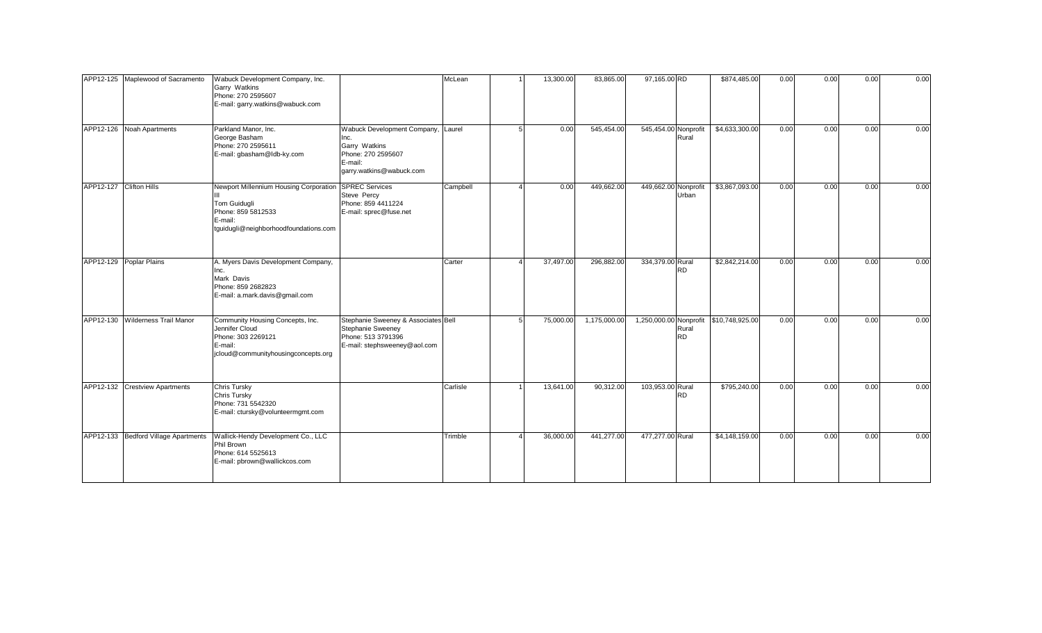| | | | | | | | | | | | | | | | |
|---|---|---|---|---|---|---|---|---|---|---|---|---|---|---|---|
| APP12-125 | Maplewood of Sacramento | Wabuck Development Company, Inc.<br>Garry Watkins<br>Phone: 270 2595607<br>E-mail: garry.watkins@wabuck.com | | McLean | 1 | 13,300.00 | 83,865.00 | 97,165.00 | RD | $874,485.00 | 0.00 | 0.00 | 0.00 | 0.00 |
| APP12-126 | Noah Apartments | Parkland Manor, Inc.<br>George Basham<br>Phone: 270 2595611<br>E-mail: gbasham@ldb-ky.com | Wabuck Development Company, Inc.<br>Garry Watkins<br>Phone: 270 2595607<br>E-mail: garry.watkins@wabuck.com | Laurel | 5 | 0.00 | 545,454.00 | 545,454.00 | Nonprofit Rural | $4,633,300.00 | 0.00 | 0.00 | 0.00 | 0.00 |
| APP12-127 | Clifton Hills | Newport Millennium Housing Corporation III<br>Tom Guidugli<br>Phone: 859 5812533<br>E-mail: tguidugli@neighborhoodfoundations.com | SPREC Services<br>Steve Percy<br>Phone: 859 4411224<br>E-mail: sprec@fuse.net | Campbell | 4 | 0.00 | 449,662.00 | 449,662.00 | Nonprofit Urban | $3,867,093.00 | 0.00 | 0.00 | 0.00 | 0.00 |
| APP12-129 | Poplar Plains | A. Myers Davis Development Company, Inc.<br>Mark Davis<br>Phone: 859 2682823<br>E-mail: a.mark.davis@gmail.com | | Carter | 4 | 37,497.00 | 296,882.00 | 334,379.00 | Rural RD | $2,842,214.00 | 0.00 | 0.00 | 0.00 | 0.00 |
| APP12-130 | Wilderness Trail Manor | Community Housing Concepts, Inc.<br>Jennifer Cloud<br>Phone: 303 2269121<br>E-mail: jcloud@communityhousingconcepts.org | Stephanie Sweeney & Associates<br>Stephanie Sweeney<br>Phone: 513 3791396<br>E-mail: stephsweeney@aol.com | Bell | 5 | 75,000.00 | 1,175,000.00 | 1,250,000.00 | Nonprofit Rural RD | $10,748,925.00 | 0.00 | 0.00 | 0.00 | 0.00 |
| APP12-132 | Crestview Apartments | Chris Tursky<br>Chris Tursky<br>Phone: 731 5542320<br>E-mail: ctursky@volunteermgmt.com | | Carlisle | 1 | 13,641.00 | 90,312.00 | 103,953.00 | Rural RD | $795,240.00 | 0.00 | 0.00 | 0.00 | 0.00 |
| APP12-133 | Bedford Village Apartments | Wallick-Hendy Development Co., LLC<br>Phil Brown<br>Phone: 614 5525613<br>E-mail: pbrown@wallickcos.com | | Trimble | 4 | 36,000.00 | 441,277.00 | 477,277.00 | Rural | $4,148,159.00 | 0.00 | 0.00 | 0.00 | 0.00 |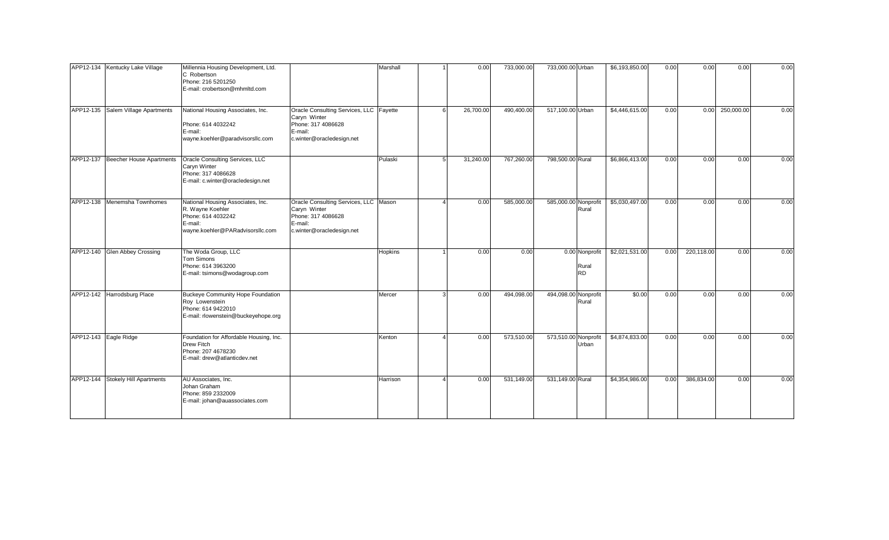| | | | | | | | | | | | | | | | |
|---|---|---|---|---|---|---|---|---|---|---|---|---|---|---|---|
| APP12-134 | Kentucky Lake Village | Millennia Housing Development, Ltd.<br>C Robertson<br>Phone: 216 5201250<br>E-mail: crobertson@mhmltd.com | | Marshall | 1 | 0.00 | 733,000.00 | 733,000.00 | Urban | $6,193,850.00 | 0.00 | 0.00 | 0.00 | 0.00 |
| APP12-135 | Salem Village Apartments | National Housing Associates, Inc.<br>Phone: 614 4032242<br>E-mail: wayne.koehler@paradvisorsllc.com | Oracle Consulting Services, LLC<br>Caryn Winter<br>Phone: 317 4086628<br>E-mail: c.winter@oracledesign.net | Fayette | 6 | 26,700.00 | 490,400.00 | 517,100.00 | Urban | $4,446,615.00 | 0.00 | 0.00 | 250,000.00 | 0.00 |
| APP12-137 | Beecher House Apartments | Oracle Consulting Services, LLC<br>Caryn Winter<br>Phone: 317 4086628<br>E-mail: c.winter@oracledesign.net | | Pulaski | 5 | 31,240.00 | 767,260.00 | 798,500.00 | Rural | $6,866,413.00 | 0.00 | 0.00 | 0.00 | 0.00 |
| APP12-138 | Menemsha Townhomes | National Housing Associates, Inc.<br>R. Wayne Koehler<br>Phone: 614 4032242<br>E-mail: wayne.koehler@PARadvisorsllc.com | Oracle Consulting Services, LLC<br>Caryn Winter<br>Phone: 317 4086628<br>E-mail: c.winter@oracledesign.net | Mason | 4 | 0.00 | 585,000.00 | 585,000.00 | Nonprofit Rural | $5,030,497.00 | 0.00 | 0.00 | 0.00 | 0.00 |
| APP12-140 | Glen Abbey Crossing | The Woda Group, LLC<br>Tom Simons<br>Phone: 614 3963200<br>E-mail: tsimons@wodagroup.com | | Hopkins | 1 | 0.00 | 0.00 | 0.00 | Nonprofit Rural RD | $2,021,531.00 | 0.00 | 220,118.00 | 0.00 | 0.00 |
| APP12-142 | Harrodsburg Place | Buckeye Community Hope Foundation<br>Roy Lowenstein<br>Phone: 614 9422010<br>E-mail: rlowenstein@buckeyehope.org | | Mercer | 3 | 0.00 | 494,098.00 | 494,098.00 | Nonprofit Rural | $0.00 | 0.00 | 0.00 | 0.00 | 0.00 |
| APP12-143 | Eagle Ridge | Foundation for Affordable Housing, Inc.<br>Drew Fitch<br>Phone: 207 4678230<br>E-mail: drew@atlanticdev.net | | Kenton | 4 | 0.00 | 573,510.00 | 573,510.00 | Nonprofit Urban | $4,874,833.00 | 0.00 | 0.00 | 0.00 | 0.00 |
| APP12-144 | Stokely Hill Apartments | AU Associates, Inc.<br>Johan Graham<br>Phone: 859 2332009<br>E-mail: johan@auassociates.com | | Harrison | 4 | 0.00 | 531,149.00 | 531,149.00 | Rural | $4,354,986.00 | 0.00 | 386,834.00 | 0.00 | 0.00 |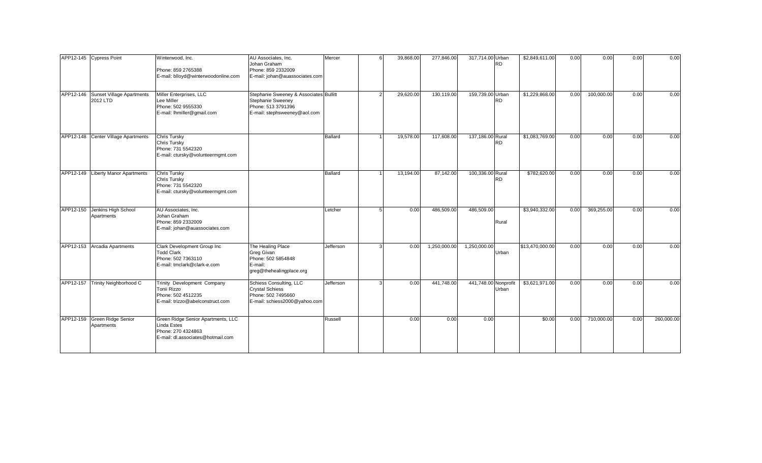| | | | | | | | | | | | | | | |
|---|---|---|---|---|---|---|---|---|---|---|---|---|---|---|
| APP12-145 | Cypress Point | Winterwood, Inc.<br><br>Phone: 859 2765388<br>E-mail: blloyd@winterwoodonline.com | AU Associates, Inc.<br>Johan Graham<br>Phone: 859 2332009<br>E-mail: johan@auassociates.com | Mercer | 6 | 39,868.00 | 277,846.00 | 317,714.00 | Urban RD | $2,849,611.00 | 0.00 | 0.00 | 0.00 | 0.00 |
| APP12-146 | Sunset Village Apartments 2012 LTD | Miller Enterprises, LLC<br>Lee Miller<br>Phone: 502 9555330<br>E-mail: lhmiller@gmail.com | Stephanie Sweeney & Associates<br>Stephanie Sweeney<br>Phone: 513 3791396<br>E-mail: stephsweeney@aol.com | Bullitt | 2 | 29,620.00 | 130,119.00 | 159,739.00 | Urban RD | $1,229,868.00 | 0.00 | 100,000.00 | 0.00 | 0.00 |
| APP12-148 | Center Village Apartments | Chris Tursky<br>Chris Tursky<br>Phone: 731 5542320<br>E-mail: ctursky@volunteermgmt.com | | Ballard | 1 | 19,578.00 | 117,608.00 | 137,186.00 | Rural RD | $1,083,769.00 | 0.00 | 0.00 | 0.00 | 0.00 |
| APP12-149 | Liberty Manor Apartments | Chris Tursky<br>Chris Tursky<br>Phone: 731 5542320<br>E-mail: ctursky@volunteermgmt.com | | Ballard | 1 | 13,194.00 | 87,142.00 | 100,336.00 | Rural RD | $782,620.00 | 0.00 | 0.00 | 0.00 | 0.00 |
| APP12-150 | Jenkins High School Apartments | AU Associates, Inc.<br>Johan Graham<br>Phone: 859 2332009<br>E-mail: johan@auassociates.com | | Letcher | 5 | 0.00 | 486,509.00 | 486,509.00 | Rural | $3,940,332.00 | 0.00 | 369,255.00 | 0.00 | 0.00 |
| APP12-153 | Arcadia Apartments | Clark Development Group Inc<br>Todd Clark<br>Phone: 502 7363110<br>E-mail: tmclark@clark-e.com | The Healing Place<br>Greg Givan<br>Phone: 502 5854848<br>E-mail:<br>greg@thehealingplace.org | Jefferson | 3 | 0.00 | 1,250,000.00 | 1,250,000.00 | Urban | $13,470,000.00 | 0.00 | 0.00 | 0.00 | 0.00 |
| APP12-157 | Trinity Neighborhood C | Trinity Development Company<br>Tonii Rizzo<br>Phone: 502 4512235<br>E-mail: trizzo@abelconstruct.com | Schiess Consulting, LLC<br>Crystal Schiess<br>Phone: 502 7495660<br>E-mail: schiess2000@yahoo.com | Jefferson | 3 | 0.00 | 441,748.00 | 441,748.00 | Nonprofit Urban | $3,621,971.00 | 0.00 | 0.00 | 0.00 | 0.00 |
| APP12-159 | Green Ridge Senior Apartments | Green Ridge Senior Apartments, LLC<br>Linda Estes<br>Phone: 270 4324863<br>E-mail: dl.associates@hotmail.com | | Russell | | 0.00 | 0.00 | 0.00 | | $0.00 | 0.00 | 710,000.00 | 0.00 | 260,000.00 |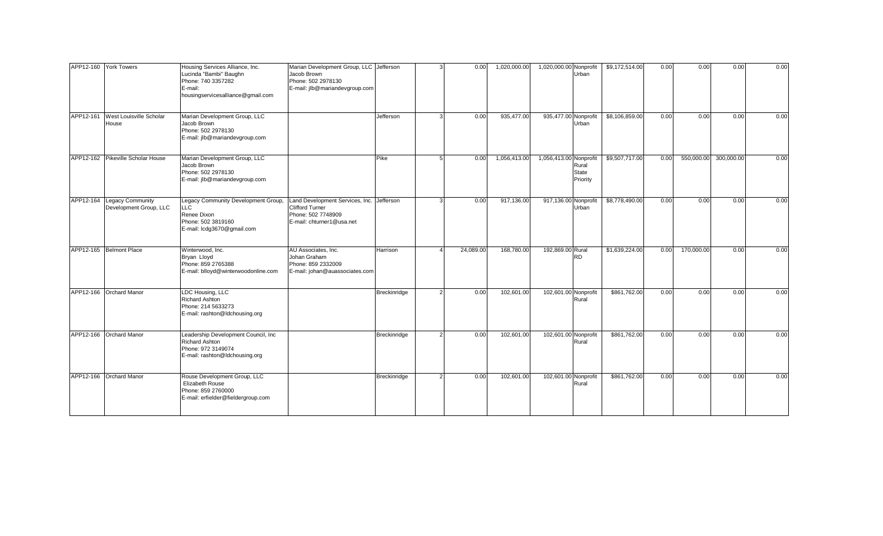| | | | | | | | | | | | | | | |
|---|---|---|---|---|---|---|---|---|---|---|---|---|---|---|
| APP12-160 | York Towers | Housing Services Alliance, Inc.<br>Lucinda "Bambi" Baughn<br>Phone: 740 3357282<br>E-mail:<br>housingservicesalliance@gmail.com | Marian Development Group, LLC<br>Jacob Brown<br>Phone: 502 2978130<br>E-mail: jlb@mariandevgroup.com | Jefferson | 3 | 0.00 | 1,020,000.00 | 1,020,000.00 | Nonprofit<br>Urban | $9,172,514.00 | 0.00 | 0.00 | 0.00 | 0.00 |
| APP12-161 | West Louisville Scholar House | Marian Development Group, LLC<br>Jacob Brown<br>Phone: 502 2978130<br>E-mail: jlb@mariandevgroup.com | | Jefferson | 3 | 0.00 | 935,477.00 | 935,477.00 | Nonprofit<br>Urban | $8,106,859.00 | 0.00 | 0.00 | 0.00 | 0.00 |
| APP12-162 | Pikeville Scholar House | Marian Development Group, LLC<br>Jacob Brown<br>Phone: 502 2978130<br>E-mail: jlb@mariandevgroup.com | | Pike | 5 | 0.00 | 1,056,413.00 | 1,056,413.00 | Nonprofit<br>Rural<br>State<br>Priority | $9,507,717.00 | 0.00 | 550,000.00 | 300,000.00 | 0.00 |
| APP12-164 | Legacy Community Development Group, LLC | Legacy Community Development Group, LLC<br>Renee Dixon<br>Phone: 502 3819160<br>E-mail: lcdg3670@gmail.com | Land Development Services, Inc.<br>Clifford Turner<br>Phone: 502 7748909<br>E-mail: chturner1@usa.net | Jefferson | 3 | 0.00 | 917,136.00 | 917,136.00 | Nonprofit<br>Urban | $8,778,490.00 | 0.00 | 0.00 | 0.00 | 0.00 |
| APP12-165 | Belmont Place | Winterwood, Inc.<br>Bryan Lloyd<br>Phone: 859 2765388<br>E-mail: blloyd@winterwoodonline.com | AU Associates, Inc.<br>Johan Graham<br>Phone: 859 2332009<br>E-mail: johan@auassociates.com | Harrison | 4 | 24,089.00 | 168,780.00 | 192,869.00 | Rural<br>RD | $1,639,224.00 | 0.00 | 170,000.00 | 0.00 | 0.00 |
| APP12-166 | Orchard Manor | LDC Housing, LLC<br>Richard Ashton<br>Phone: 214 5633273<br>E-mail: rashton@ldchousing.org | | Breckinridge | 2 | 0.00 | 102,601.00 | 102,601.00 | Nonprofit<br>Rural | $861,762.00 | 0.00 | 0.00 | 0.00 | 0.00 |
| APP12-166 | Orchard Manor | Leadership Development Council, Inc<br>Richard Ashton<br>Phone: 972 3149074<br>E-mail: rashton@ldchousing.org | | Breckinridge | 2 | 0.00 | 102,601.00 | 102,601.00 | Nonprofit<br>Rural | $861,762.00 | 0.00 | 0.00 | 0.00 | 0.00 |
| APP12-166 | Orchard Manor | Rouse Development Group, LLC<br>Elizabeth Rouse<br>Phone: 859 2760000<br>E-mail: erfielder@fieldergroup.com | | Breckinridge | 2 | 0.00 | 102,601.00 | 102,601.00 | Nonprofit<br>Rural | $861,762.00 | 0.00 | 0.00 | 0.00 | 0.00 |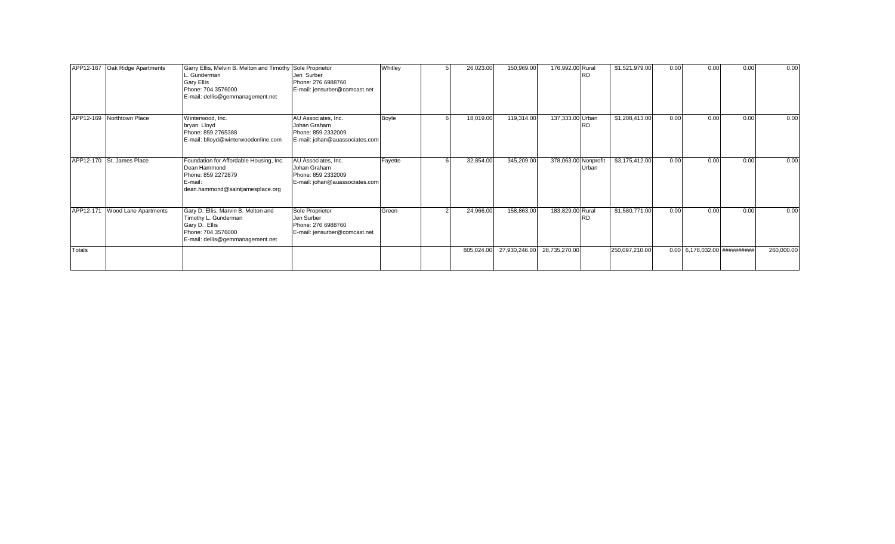| | | | | | | | | | | | | | | |
|---|---|---|---|---|---|---|---|---|---|---|---|---|---|---|
| APP12-167 | Oak Ridge Apartments | Garry Ellis, Melvin B. Melton and Timothy L. Gunderman<br>Gary Ellis<br>Phone: 704 3576000<br>E-mail: dellis@gemmanagement.net | Sole Proprietor<br>Jen Surber<br>Phone: 276 6988760<br>E-mail: jensurber@comcast.net | Whitley | 5 | 26,023.00 | 150,969.00 | 176,992.00 | Rural RD | $1,521,979.00 | 0.00 | 0.00 | 0.00 | 0.00 |
| APP12-169 | Northtown Place | Winterwood, Inc.<br>bryan Lloyd<br>Phone: 859 2765388<br>E-mail: blloyd@winterwoodonline.com | AU Associates, Inc.<br>Johan Graham<br>Phone: 859 2332009<br>E-mail: johan@auassociates.com | Boyle | 6 | 18,019.00 | 119,314.00 | 137,333.00 | Urban RD | $1,208,413.00 | 0.00 | 0.00 | 0.00 | 0.00 |
| APP12-170 | St. James Place | Foundation for Affordable Housing, Inc.<br>Dean Hammond<br>Phone: 859 2272879<br>E-mail: dean.hammond@saintjamesplace.org | AU Associates, Inc.<br>Johan Graham<br>Phone: 859 2332009<br>E-mail: johan@auassociates.com | Fayette | 6 | 32,854.00 | 345,209.00 | 378,063.00 | Nonprofit Urban | $3,175,412.00 | 0.00 | 0.00 | 0.00 | 0.00 |
| APP12-171 | Wood Lane Apartments | Gary D. Ellis, Marvin B. Melton and Timothy L. Gunderman<br>Gary D. Ellis<br>Phone: 704 3576000<br>E-mail: dellis@gemmanagement.net | Sole Proprietor<br>Jen Surber<br>Phone: 276 6988760<br>E-mail: jensurber@comcast.net | Green | 2 | 24,966.00 | 158,863.00 | 183,829.00 | Rural RD | $1,580,771.00 | 0.00 | 0.00 | 0.00 | 0.00 |
| Totals | | | | | | 805,024.00 | 27,930,246.00 | 28,735,270.00 | | 250,097,210.00 | 0.00 | 6,178,032.00 | ########## | 260,000.00 |